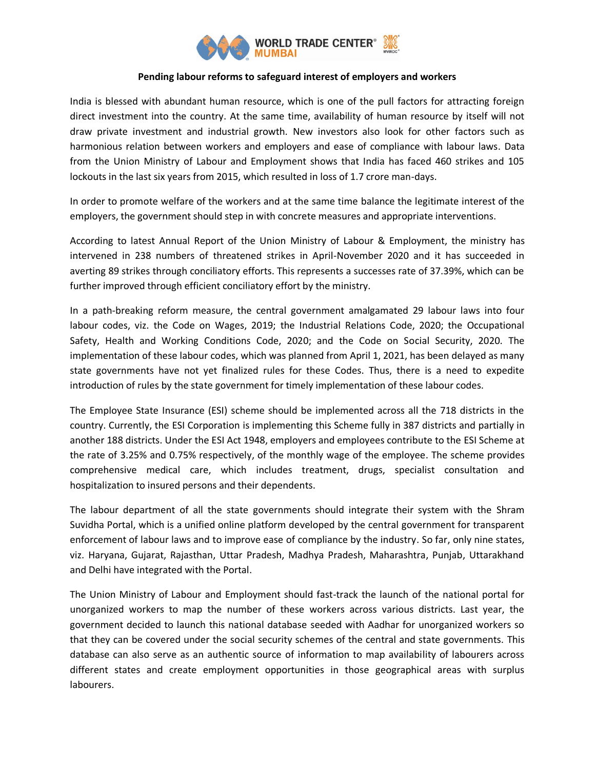**Pending labour reforms to safeguard interest of employers and workers**

India is blessed with abundant human resource, which is one of the pull factors for attracting foreign direct investment into the country. At the same time, availability of human resource by itself will not draw private investment and industrial growth. New investors also look for other factors such as harmonious relation between workers and employers and ease of compliance with labour laws. Data from the Union Ministry of Labour and Employment shows that India has faced 460 strikes and 105 lockouts in the last six years from 2015, which resulted in loss of 1.7 crore man-days.

In order to promote welfare of the workers and at the same time balance the legitimate interest of the employers, the government should step in with concrete measures and appropriate interventions.

According to latest Annual Report of the Union Ministry of Labour & Employment, the ministry has intervened in 238 numbers of threatened strikes in April-November 2020 and it has succeeded in averting 89 strikes through conciliatory efforts. This represents a successes rate of 37.39%, which can be further improved through efficient conciliatory effort by the ministry.

In a path-breaking reform measure, the central government amalgamated 29 labour laws into four labour codes, viz. the Code on Wages, 2019; the Industrial Relations Code, 2020; the Occupational Safety, Health and Working Conditions Code, 2020; and the Code on Social Security, 2020. The implementation of these labour codes, which was planned from April 1, 2021, has been delayed as many state governments have not yet finalized rules for these Codes. Thus, there is a need to expedite introduction of rules by the state government for timely implementation of these labour codes.

The Employee State Insurance (ESI) scheme should be implemented across all the 718 districts in the country. Currently, the ESI Corporation is implementing this Scheme fully in 387 districts and partially in another 188 districts. Under the ESI Act 1948, employers and employees contribute to the ESI Scheme at the rate of 3.25% and 0.75% respectively, of the monthly wage of the employee. The scheme provides comprehensive medical care, which includes treatment, drugs, specialist consultation and hospitalization to insured persons and their dependents.

The labour department of all the state governments should integrate their system with the Shram Suvidha Portal, which is a unified online platform developed by the central government for transparent enforcement of labour laws and to improve ease of compliance by the industry. So far, only nine states, viz. Haryana, Gujarat, Rajasthan, Uttar Pradesh, Madhya Pradesh, Maharashtra, Punjab, Uttarakhand and Delhi have integrated with the Portal.

The Union Ministry of Labour and Employment should fast-track the launch of the national portal for unorganized workers to map the number of these workers across various districts. Last year, the government decided to launch this national database seeded with Aadhar for unorganized workers so that they can be covered under the social security schemes of the central and state governments. This database can also serve as an authentic source of information to map availability of labourers across different states and create employment opportunities in those geographical areas with surplus labourers.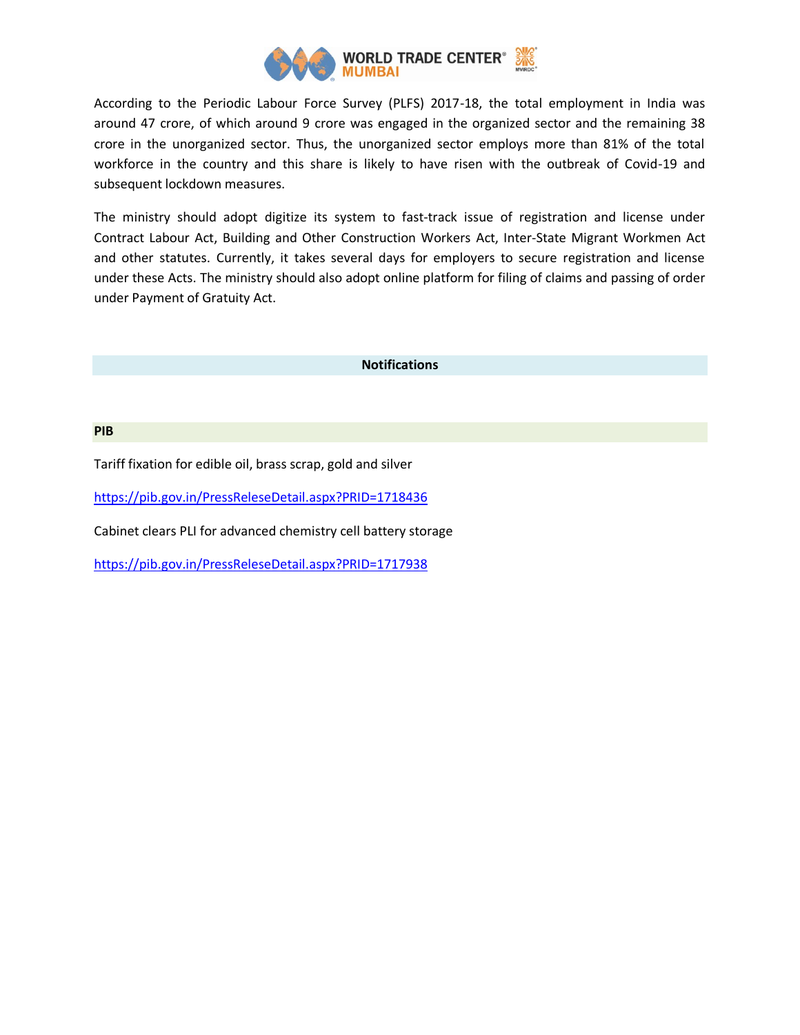According to the Periodic Labour Force Survey (PLFS) 2017-18, the total employment in India was around 47 crore, of which around 9 crore was engaged in the organized sector and the remaining 38 crore in the unorganized sector. Thus, the unorganized sector employs more than 81% of the total workforce in the country and this share is likely to have risen with the outbreak of Covid-19 and subsequent lockdown measures.

The ministry should adopt digitize its system to fast-track issue of registration and license under Contract Labour Act, Building and Other Construction Workers Act, Inter-State Migrant Workmen Act and other statutes. Currently, it takes several days for employers to secure registration and license under these Acts. The ministry should also adopt online platform for filing of claims and passing of order under Payment of Gratuity Act.

## Notifications

### PIB

Tariff fixation for edible oil, brass scrap, gold and silver

https://pib.gov.in/PressReleseDetail.aspx?PRID=1718436

Cabinet clears PLI for advanced chemistry cell battery storage

https://pib.gov.in/PressReleseDetail.aspx?PRID=1717938